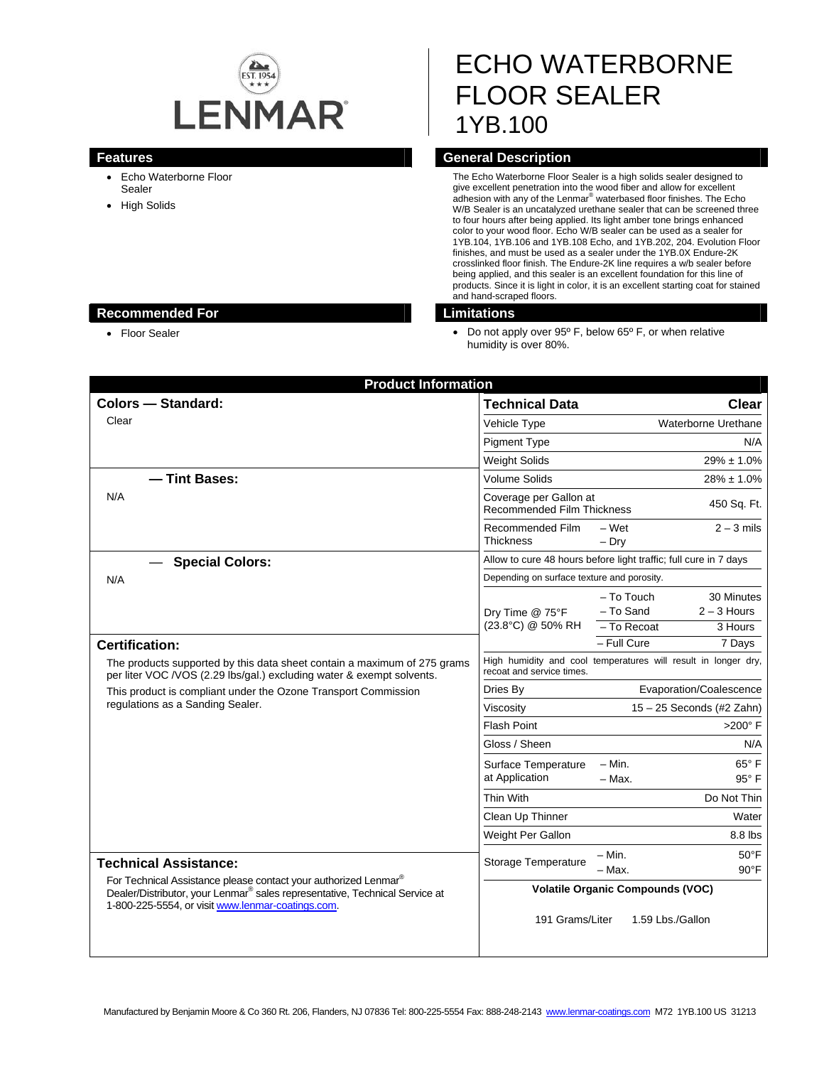LENMAR

EST. 1954

# ECHO WATERBORNE FLOOR SEALER 1YB.100

## Features

- Echo Waterborne Floor Sealer
- High Solids

## General Description

The Echo Waterborne Floor Sealer is a high solids sealer designed to give excellent penetration into the wood fiber and allow for excellent adhesion with any of the Lenmar® waterbased floor finishes. The Echo W/B Sealer is an uncatalyzed urethane sealer that can be screened three to four hours after being applied. Its light amber tone brings enhanced color to your wood floor. Echo W/B sealer can be used as a sealer for 1YB.104, 1YB.106 and 1YB.108 Echo, and 1YB.202, 204. Evolution Floor finishes, and must be used as a sealer under the 1YB.0X Endure-2K crosslinked floor finish. The Endure-2K line requires a w/b sealer before being applied, and this sealer is an excellent foundation for this line of products. Since it is light in color, it is an excellent starting coat for stained and hand-scraped floors.

## Recommended For

- Floor Sealer

## Limitations

- Do not apply over 95º F, below 65º F, or when relative humidity is over 80%.

## Product Information

### Colors — Standard:

Clear

### — Tint Bases:

N/A

### — Special Colors:

N/A

### Certification:

The products supported by this data sheet contain a maximum of 275 grams per liter VOC /VOS (2.29 lbs/gal.) excluding water & exempt solvents.

This product is compliant under the Ozone Transport Commission regulations as a Sanding Sealer.

### Technical Assistance:

For Technical Assistance please contact your authorized Lenmar® Dealer/Distributor, your Lenmar® sales representative, Technical Service at 1-800-225-5554, or visit www.lenmar-coatings.com.

| Technical Data | | Clear |
|---|---|---|
| Vehicle Type | | Waterborne Urethane |
| Pigment Type | | N/A |
| Weight Solids | | 29% ± 1.0% |
| Volume Solids | | 28% ± 1.0% |
| Coverage per Gallon at Recommended Film Thickness | | 450 Sq. Ft. |
| Recommended Film Thickness | – Wet<br>– Dry | 2 – 3 mils |
| Allow to cure 48 hours before light traffic; full cure in 7 days | | |
| Depending on surface texture and porosity. | | |
| Dry Time @ 75°F (23.8°C) @ 50% RH | – To Touch | 30 Minutes |
| | – To Sand | 2 – 3 Hours |
| | – To Recoat | 3 Hours |
| | – Full Cure | 7 Days |
| High humidity and cool temperatures will result in longer dry, recoat and service times. | | |
| Dries By | | Evaporation/Coalescence |
| Viscosity | | 15 – 25 Seconds (#2 Zahn) |
| Flash Point | | >200° F |
| Gloss / Sheen | | N/A |
| Surface Temperature at Application | – Min. | 65° F |
| | – Max. | 95° F |
| Thin With | | Do Not Thin |
| Clean Up Thinner | | Water |
| Weight Per Gallon | | 8.8 lbs |
| Storage Temperature | – Min. | 50°F |
| | – Max. | 90°F |

**Volatile Organic Compounds (VOC)**

191 Grams/Liter 1.59 Lbs./Gallon

Manufactured by Benjamin Moore & Co 360 Rt. 206, Flanders, NJ 07836 Tel: 800-225-5554 Fax: 888-248-2143 www.lenmar-coatings.com M72 1YB.100 US 31213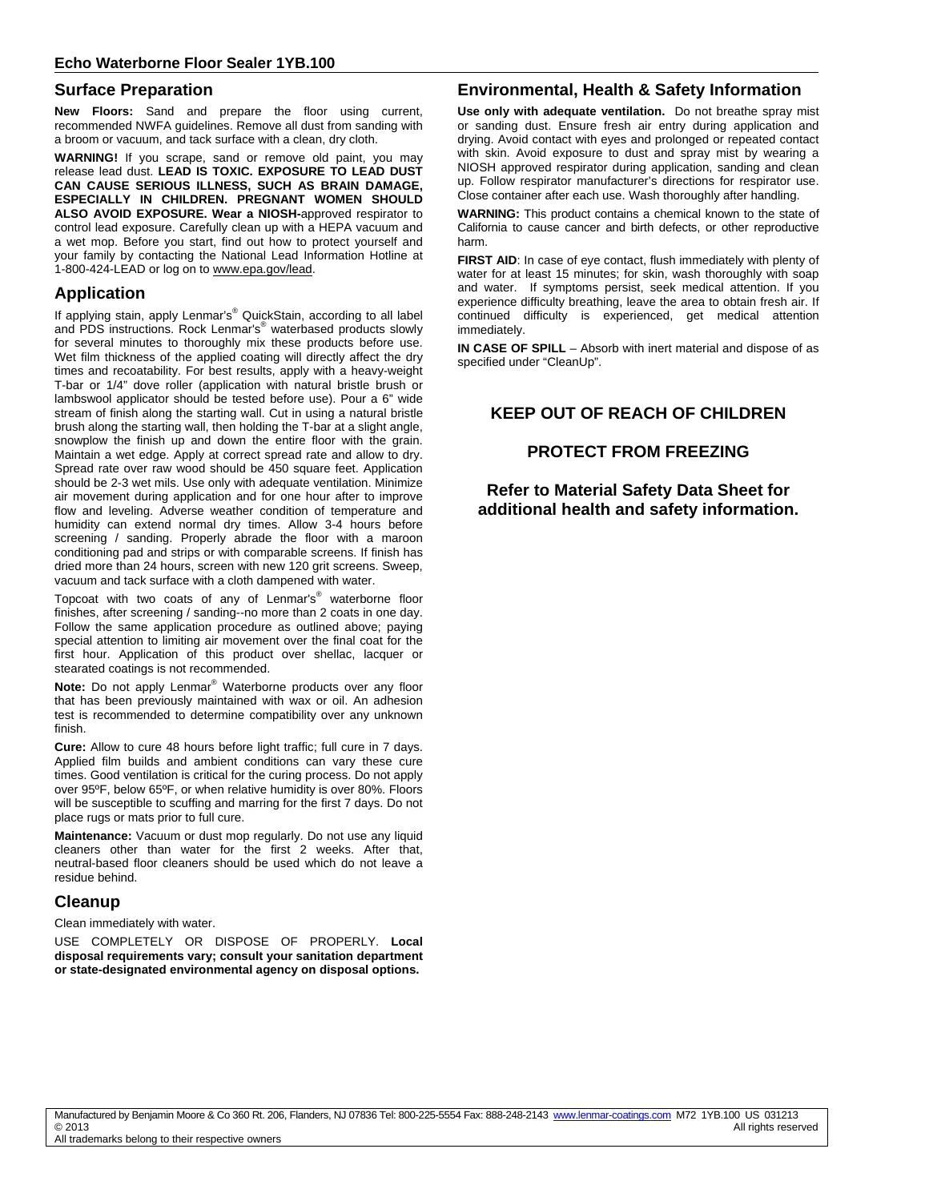# Echo Waterborne Floor Sealer 1YB.100

## Surface Preparation

**New Floors:** Sand and prepare the floor using current, recommended NWFA guidelines. Remove all dust from sanding with a broom or vacuum, and tack surface with a clean, dry cloth.

**WARNING!** If you scrape, sand or remove old paint, you may release lead dust. **LEAD IS TOXIC. EXPOSURE TO LEAD DUST CAN CAUSE SERIOUS ILLNESS, SUCH AS BRAIN DAMAGE, ESPECIALLY IN CHILDREN. PREGNANT WOMEN SHOULD ALSO AVOID EXPOSURE. Wear a NIOSH-**approved respirator to control lead exposure. Carefully clean up with a HEPA vacuum and a wet mop. Before you start, find out how to protect yourself and your family by contacting the National Lead Information Hotline at 1-800-424-LEAD or log on to www.epa.gov/lead.

## Application

If applying stain, apply Lenmar's® QuickStain, according to all label and PDS instructions. Rock Lenmar's® waterbased products slowly for several minutes to thoroughly mix these products before use. Wet film thickness of the applied coating will directly affect the dry times and recoatability. For best results, apply with a heavy-weight T-bar or 1/4" dove roller (application with natural bristle brush or lambswool applicator should be tested before use). Pour a 6" wide stream of finish along the starting wall. Cut in using a natural bristle brush along the starting wall, then holding the T-bar at a slight angle, snowplow the finish up and down the entire floor with the grain. Maintain a wet edge. Apply at correct spread rate and allow to dry. Spread rate over raw wood should be 450 square feet. Application should be 2-3 wet mils. Use only with adequate ventilation. Minimize air movement during application and for one hour after to improve flow and leveling. Adverse weather condition of temperature and humidity can extend normal dry times. Allow 3-4 hours before screening / sanding. Properly abrade the floor with a maroon conditioning pad and strips or with comparable screens. If finish has dried more than 24 hours, screen with new 120 grit screens. Sweep, vacuum and tack surface with a cloth dampened with water.

Topcoat with two coats of any of Lenmar's® waterborne floor finishes, after screening / sanding--no more than 2 coats in one day. Follow the same application procedure as outlined above; paying special attention to limiting air movement over the final coat for the first hour. Application of this product over shellac, lacquer or stearated coatings is not recommended.

**Note:** Do not apply Lenmar® Waterborne products over any floor that has been previously maintained with wax or oil. An adhesion test is recommended to determine compatibility over any unknown finish.

**Cure:** Allow to cure 48 hours before light traffic; full cure in 7 days. Applied film builds and ambient conditions can vary these cure times. Good ventilation is critical for the curing process. Do not apply over 95ºF, below 65ºF, or when relative humidity is over 80%. Floors will be susceptible to scuffing and marring for the first 7 days. Do not place rugs or mats prior to full cure.

**Maintenance:** Vacuum or dust mop regularly. Do not use any liquid cleaners other than water for the first 2 weeks. After that, neutral-based floor cleaners should be used which do not leave a residue behind.

## Cleanup

Clean immediately with water.

USE COMPLETELY OR DISPOSE OF PROPERLY. **Local disposal requirements vary; consult your sanitation department or state-designated environmental agency on disposal options.**

## Environmental, Health & Safety Information

**Use only with adequate ventilation.** Do not breathe spray mist or sanding dust. Ensure fresh air entry during application and drying. Avoid contact with eyes and prolonged or repeated contact with skin. Avoid exposure to dust and spray mist by wearing a NIOSH approved respirator during application, sanding and clean up. Follow respirator manufacturer's directions for respirator use. Close container after each use. Wash thoroughly after handling.

**WARNING:** This product contains a chemical known to the state of California to cause cancer and birth defects, or other reproductive harm.

**FIRST AID**: In case of eye contact, flush immediately with plenty of water for at least 15 minutes; for skin, wash thoroughly with soap and water. If symptoms persist, seek medical attention. If you experience difficulty breathing, leave the area to obtain fresh air. If continued difficulty is experienced, get medical attention immediately.

**IN CASE OF SPILL** – Absorb with inert material and dispose of as specified under "CleanUp".

**KEEP OUT OF REACH OF CHILDREN**

**PROTECT FROM FREEZING**

**Refer to Material Safety Data Sheet for additional health and safety information.**

Manufactured by Benjamin Moore & Co 360 Rt. 206, Flanders, NJ 07836 Tel: 800-225-5554 Fax: 888-248-2143 www.lenmar-coatings.com M72 1YB.100 US 031213
© 2013 All rights reserved
All trademarks belong to their respective owners